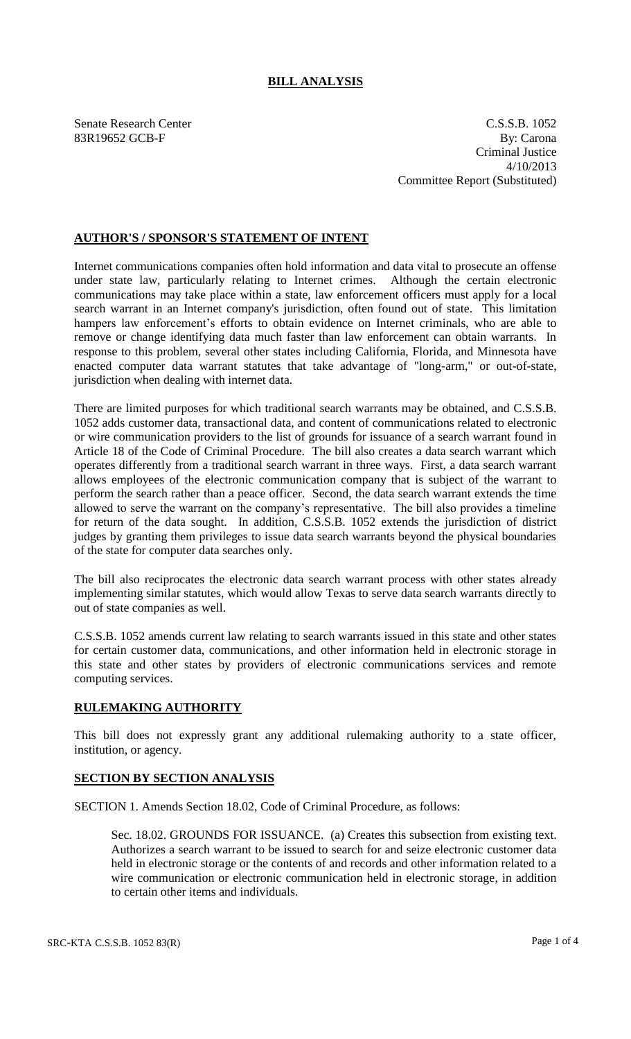# BILL ANALYSIS

Senate Research Center
83R19652 GCB-F

C.S.S.B. 1052
By: Carona
Criminal Justice
4/10/2013
Committee Report (Substituted)

## AUTHOR'S / SPONSOR'S STATEMENT OF INTENT

Internet communications companies often hold information and data vital to prosecute an offense under state law, particularly relating to Internet crimes. Although the certain electronic communications may take place within a state, law enforcement officers must apply for a local search warrant in an Internet company's jurisdiction, often found out of state. This limitation hampers law enforcement's efforts to obtain evidence on Internet criminals, who are able to remove or change identifying data much faster than law enforcement can obtain warrants. In response to this problem, several other states including California, Florida, and Minnesota have enacted computer data warrant statutes that take advantage of "long-arm," or out-of-state, jurisdiction when dealing with internet data.

There are limited purposes for which traditional search warrants may be obtained, and C.S.S.B. 1052 adds customer data, transactional data, and content of communications related to electronic or wire communication providers to the list of grounds for issuance of a search warrant found in Article 18 of the Code of Criminal Procedure. The bill also creates a data search warrant which operates differently from a traditional search warrant in three ways. First, a data search warrant allows employees of the electronic communication company that is subject of the warrant to perform the search rather than a peace officer. Second, the data search warrant extends the time allowed to serve the warrant on the company's representative. The bill also provides a timeline for return of the data sought. In addition, C.S.S.B. 1052 extends the jurisdiction of district judges by granting them privileges to issue data search warrants beyond the physical boundaries of the state for computer data searches only.

The bill also reciprocates the electronic data search warrant process with other states already implementing similar statutes, which would allow Texas to serve data search warrants directly to out of state companies as well.

C.S.S.B. 1052 amends current law relating to search warrants issued in this state and other states for certain customer data, communications, and other information held in electronic storage in this state and other states by providers of electronic communications services and remote computing services.

## RULEMAKING AUTHORITY

This bill does not expressly grant any additional rulemaking authority to a state officer, institution, or agency.

## SECTION BY SECTION ANALYSIS

SECTION 1. Amends Section 18.02, Code of Criminal Procedure, as follows:

Sec. 18.02. GROUNDS FOR ISSUANCE. (a) Creates this subsection from existing text. Authorizes a search warrant to be issued to search for and seize electronic customer data held in electronic storage or the contents of and records and other information related to a wire communication or electronic communication held in electronic storage, in addition to certain other items and individuals.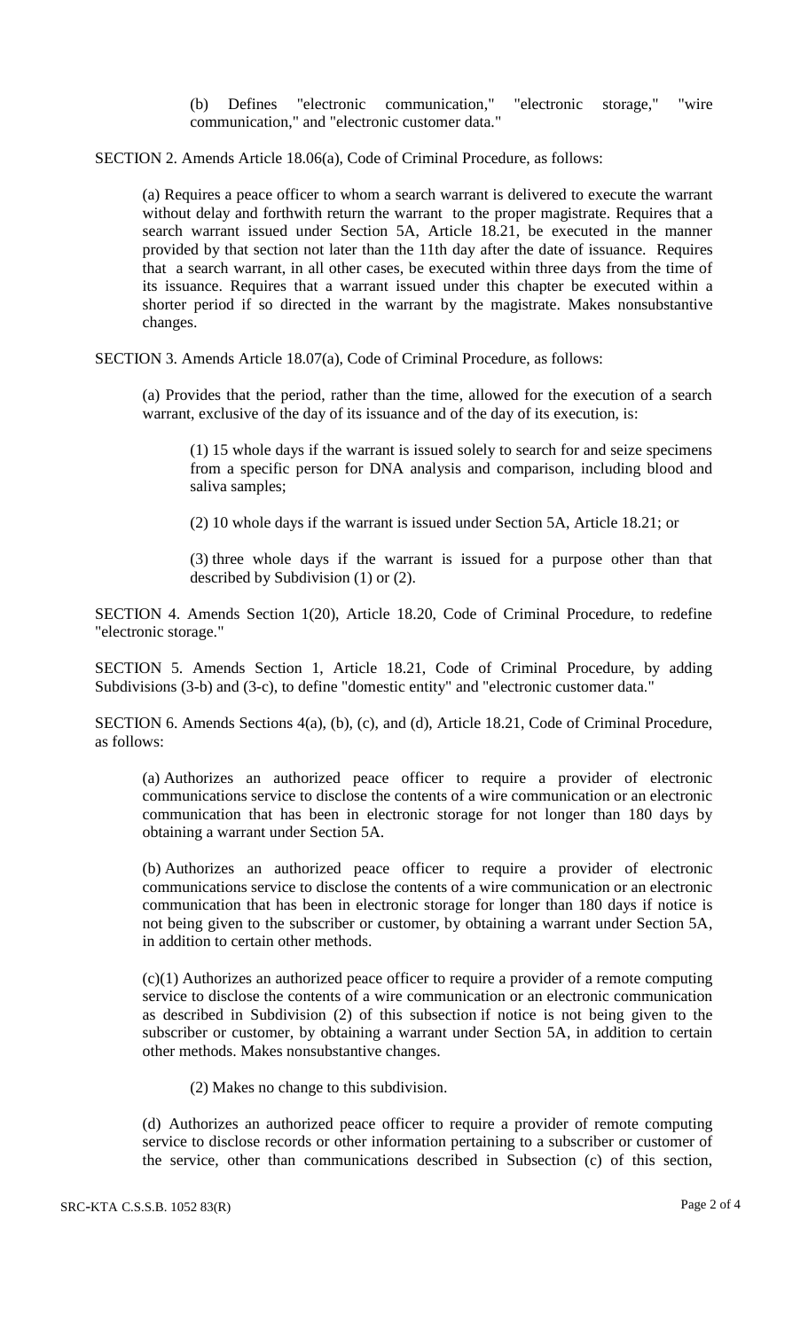(b) Defines "electronic communication," "electronic storage," "wire communication," and "electronic customer data."

SECTION 2. Amends Article 18.06(a), Code of Criminal Procedure, as follows:

(a) Requires a peace officer to whom a search warrant is delivered to execute the warrant without delay and forthwith return the warrant to the proper magistrate. Requires that a search warrant issued under Section 5A, Article 18.21, be executed in the manner provided by that section not later than the 11th day after the date of issuance. Requires that a search warrant, in all other cases, be executed within three days from the time of its issuance. Requires that a warrant issued under this chapter be executed within a shorter period if so directed in the warrant by the magistrate. Makes nonsubstantive changes.

SECTION 3. Amends Article 18.07(a), Code of Criminal Procedure, as follows:

(a) Provides that the period, rather than the time, allowed for the execution of a search warrant, exclusive of the day of its issuance and of the day of its execution, is:

(1) 15 whole days if the warrant is issued solely to search for and seize specimens from a specific person for DNA analysis and comparison, including blood and saliva samples;

(2) 10 whole days if the warrant is issued under Section 5A, Article 18.21; or

(3) three whole days if the warrant is issued for a purpose other than that described by Subdivision (1) or (2).

SECTION 4. Amends Section 1(20), Article 18.20, Code of Criminal Procedure, to redefine "electronic storage."

SECTION 5. Amends Section 1, Article 18.21, Code of Criminal Procedure, by adding Subdivisions (3-b) and (3-c), to define "domestic entity" and "electronic customer data."

SECTION 6. Amends Sections 4(a), (b), (c), and (d), Article 18.21, Code of Criminal Procedure, as follows:

(a) Authorizes an authorized peace officer to require a provider of electronic communications service to disclose the contents of a wire communication or an electronic communication that has been in electronic storage for not longer than 180 days by obtaining a warrant under Section 5A.

(b) Authorizes an authorized peace officer to require a provider of electronic communications service to disclose the contents of a wire communication or an electronic communication that has been in electronic storage for longer than 180 days if notice is not being given to the subscriber or customer, by obtaining a warrant under Section 5A, in addition to certain other methods.

(c)(1) Authorizes an authorized peace officer to require a provider of a remote computing service to disclose the contents of a wire communication or an electronic communication as described in Subdivision (2) of this subsection if notice is not being given to the subscriber or customer, by obtaining a warrant under Section 5A, in addition to certain other methods. Makes nonsubstantive changes.

(2) Makes no change to this subdivision.

(d) Authorizes an authorized peace officer to require a provider of remote computing service to disclose records or other information pertaining to a subscriber or customer of the service, other than communications described in Subsection (c) of this section,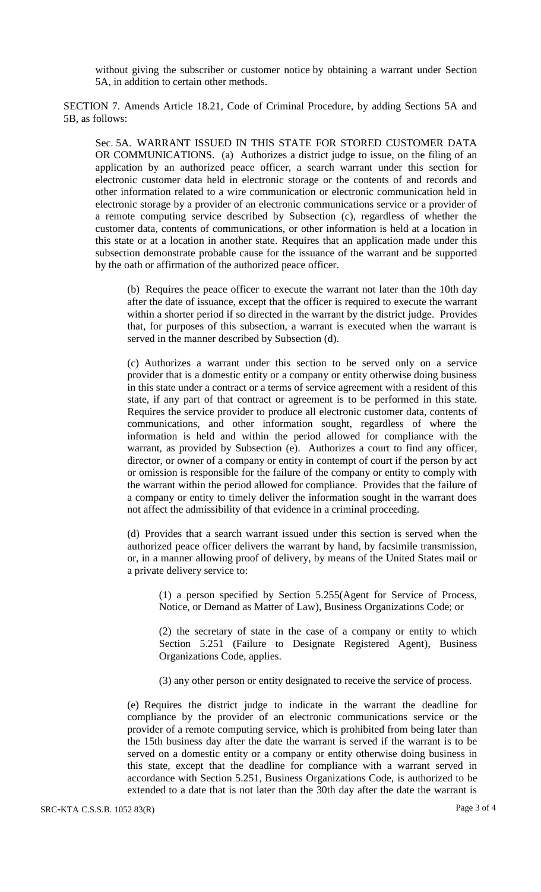without giving the subscriber or customer notice by obtaining a warrant under Section 5A, in addition to certain other methods.

SECTION 7. Amends Article 18.21, Code of Criminal Procedure, by adding Sections 5A and 5B, as follows:

Sec. 5A. WARRANT ISSUED IN THIS STATE FOR STORED CUSTOMER DATA OR COMMUNICATIONS. (a) Authorizes a district judge to issue, on the filing of an application by an authorized peace officer, a search warrant under this section for electronic customer data held in electronic storage or the contents of and records and other information related to a wire communication or electronic communication held in electronic storage by a provider of an electronic communications service or a provider of a remote computing service described by Subsection (c), regardless of whether the customer data, contents of communications, or other information is held at a location in this state or at a location in another state. Requires that an application made under this subsection demonstrate probable cause for the issuance of the warrant and be supported by the oath or affirmation of the authorized peace officer.

(b) Requires the peace officer to execute the warrant not later than the 10th day after the date of issuance, except that the officer is required to execute the warrant within a shorter period if so directed in the warrant by the district judge. Provides that, for purposes of this subsection, a warrant is executed when the warrant is served in the manner described by Subsection (d).

(c) Authorizes a warrant under this section to be served only on a service provider that is a domestic entity or a company or entity otherwise doing business in this state under a contract or a terms of service agreement with a resident of this state, if any part of that contract or agreement is to be performed in this state. Requires the service provider to produce all electronic customer data, contents of communications, and other information sought, regardless of where the information is held and within the period allowed for compliance with the warrant, as provided by Subsection (e). Authorizes a court to find any officer, director, or owner of a company or entity in contempt of court if the person by act or omission is responsible for the failure of the company or entity to comply with the warrant within the period allowed for compliance. Provides that the failure of a company or entity to timely deliver the information sought in the warrant does not affect the admissibility of that evidence in a criminal proceeding.

(d) Provides that a search warrant issued under this section is served when the authorized peace officer delivers the warrant by hand, by facsimile transmission, or, in a manner allowing proof of delivery, by means of the United States mail or a private delivery service to:

(1) a person specified by Section 5.255(Agent for Service of Process, Notice, or Demand as Matter of Law), Business Organizations Code; or

(2) the secretary of state in the case of a company or entity to which Section 5.251 (Failure to Designate Registered Agent), Business Organizations Code, applies.

(3) any other person or entity designated to receive the service of process.

(e) Requires the district judge to indicate in the warrant the deadline for compliance by the provider of an electronic communications service or the provider of a remote computing service, which is prohibited from being later than the 15th business day after the date the warrant is served if the warrant is to be served on a domestic entity or a company or entity otherwise doing business in this state, except that the deadline for compliance with a warrant served in accordance with Section 5.251, Business Organizations Code, is authorized to be extended to a date that is not later than the 30th day after the date the warrant is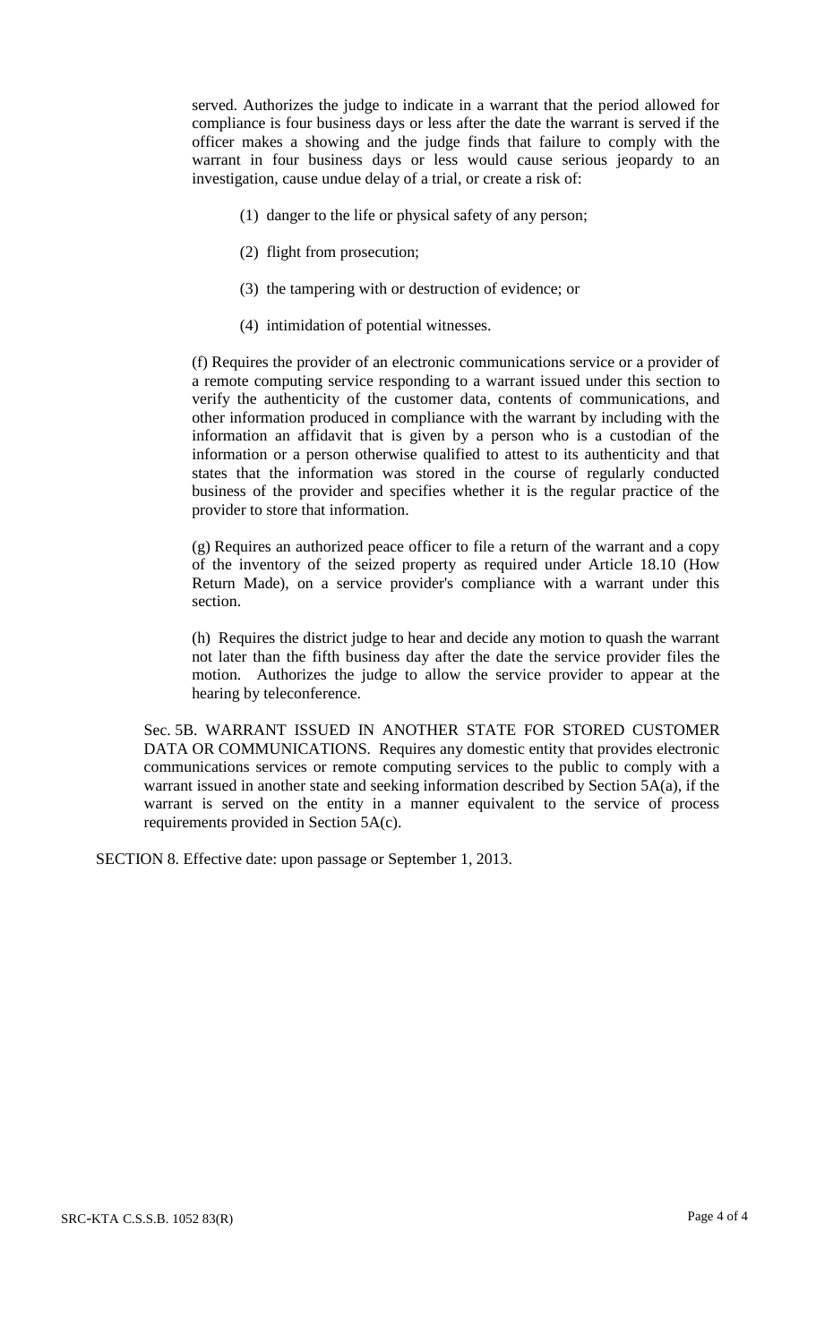served. Authorizes the judge to indicate in a warrant that the period allowed for compliance is four business days or less after the date the warrant is served if the officer makes a showing and the judge finds that failure to comply with the warrant in four business days or less would cause serious jeopardy to an investigation, cause undue delay of a trial, or create a risk of:

(1) danger to the life or physical safety of any person;

(2) flight from prosecution;

(3) the tampering with or destruction of evidence; or

(4) intimidation of potential witnesses.

(f) Requires the provider of an electronic communications service or a provider of a remote computing service responding to a warrant issued under this section to verify the authenticity of the customer data, contents of communications, and other information produced in compliance with the warrant by including with the information an affidavit that is given by a person who is a custodian of the information or a person otherwise qualified to attest to its authenticity and that states that the information was stored in the course of regularly conducted business of the provider and specifies whether it is the regular practice of the provider to store that information.

(g) Requires an authorized peace officer to file a return of the warrant and a copy of the inventory of the seized property as required under Article 18.10 (How Return Made), on a service provider's compliance with a warrant under this section.

(h) Requires the district judge to hear and decide any motion to quash the warrant not later than the fifth business day after the date the service provider files the motion. Authorizes the judge to allow the service provider to appear at the hearing by teleconference.

Sec. 5B. WARRANT ISSUED IN ANOTHER STATE FOR STORED CUSTOMER DATA OR COMMUNICATIONS. Requires any domestic entity that provides electronic communications services or remote computing services to the public to comply with a warrant issued in another state and seeking information described by Section 5A(a), if the warrant is served on the entity in a manner equivalent to the service of process requirements provided in Section 5A(c).

SECTION 8. Effective date: upon passage or September 1, 2013.